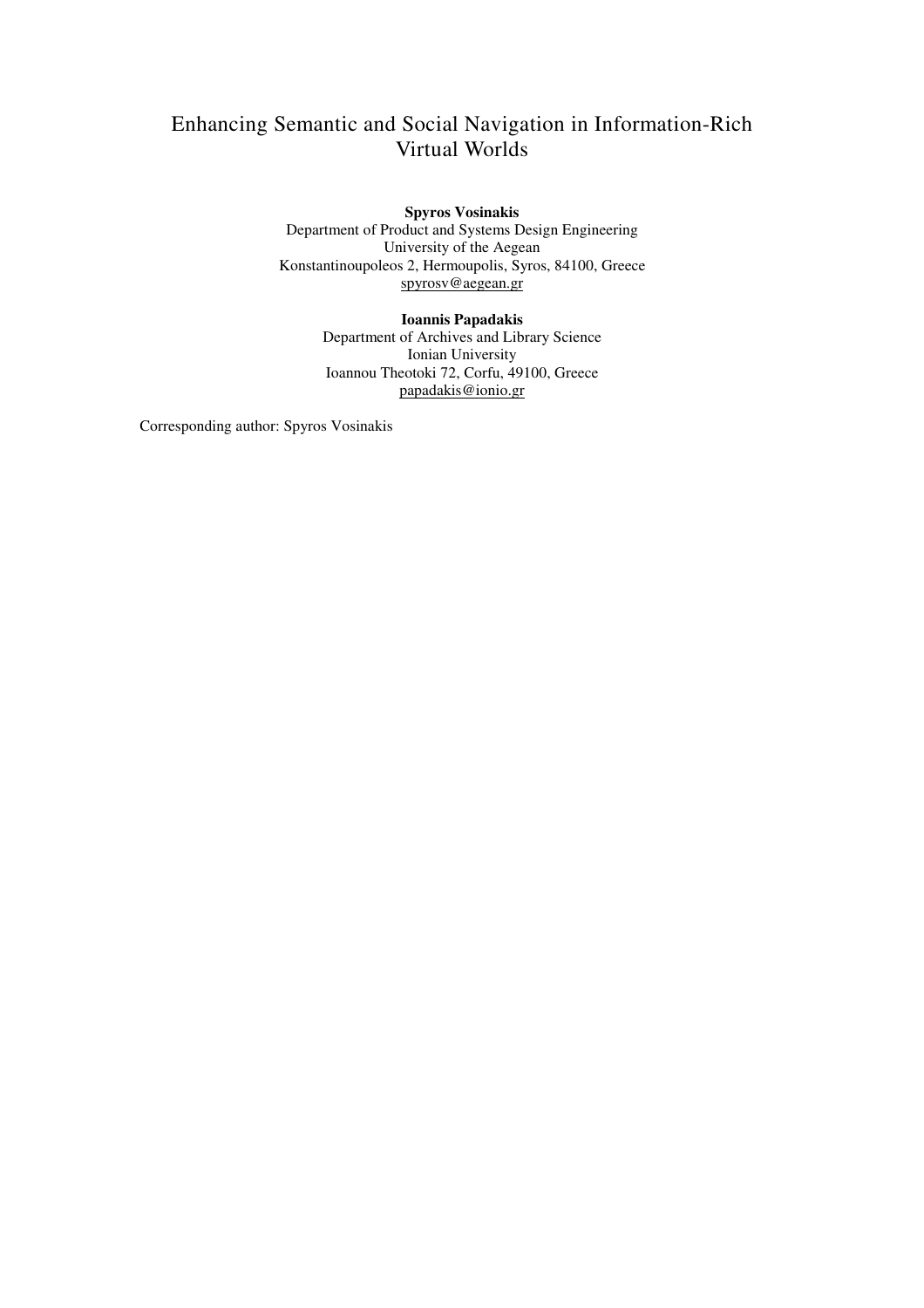# Enhancing Semantic and Social Navigation in Information-Rich Virtual Worlds

**Spyros Vosinakis**
Department of Product and Systems Design Engineering
University of the Aegean
Konstantinoupoleos 2, Hermoupolis, Syros, 84100, Greece
spyrosv@aegean.gr

**Ioannis Papadakis**
Department of Archives and Library Science
Ionian University
Ioannou Theotoki 72, Corfu, 49100, Greece
papadakis@ionio.gr

Corresponding author: Spyros Vosinakis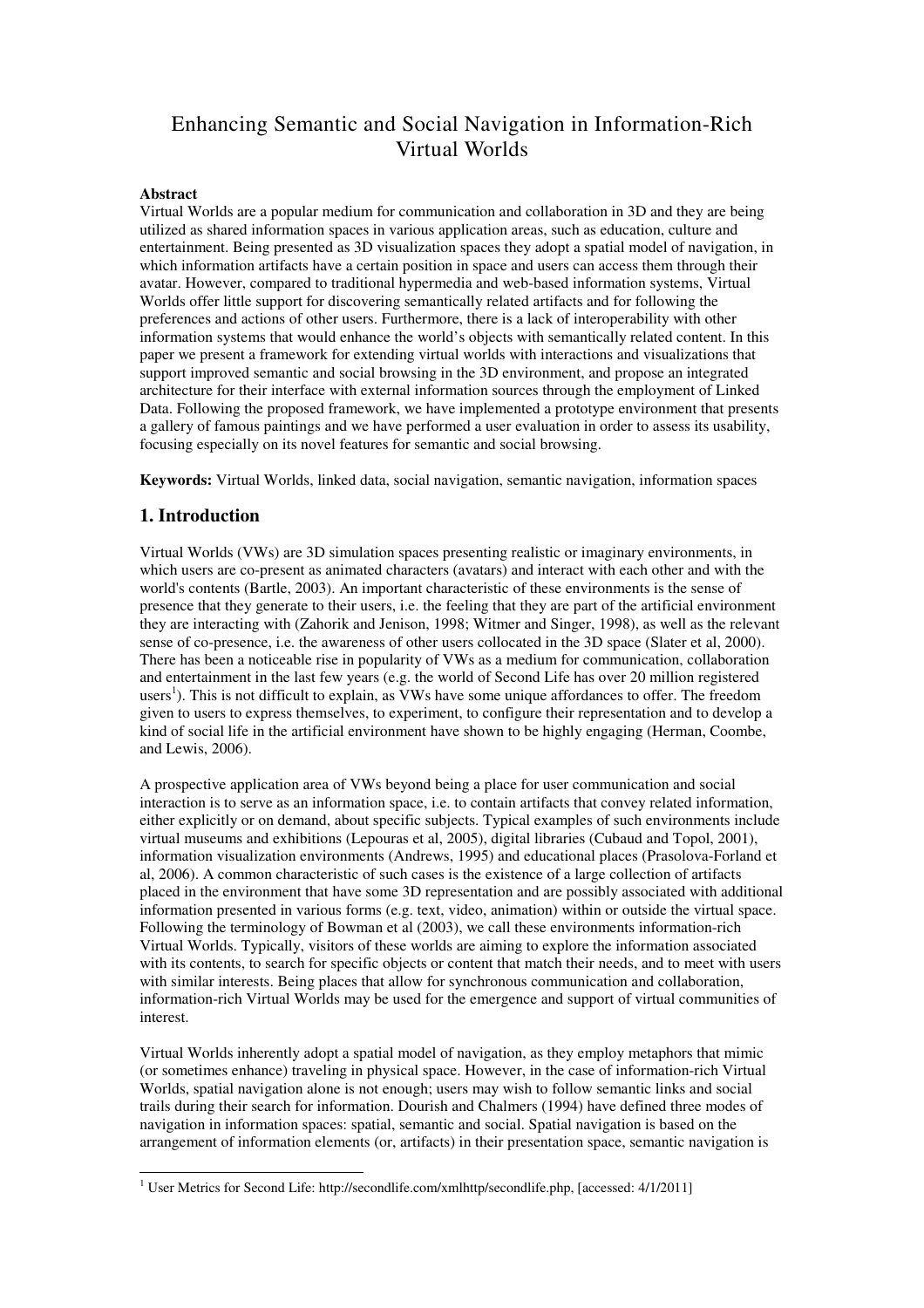# Enhancing Semantic and Social Navigation in Information-Rich Virtual Worlds

**Abstract**

Virtual Worlds are a popular medium for communication and collaboration in 3D and they are being utilized as shared information spaces in various application areas, such as education, culture and entertainment. Being presented as 3D visualization spaces they adopt a spatial model of navigation, in which information artifacts have a certain position in space and users can access them through their avatar. However, compared to traditional hypermedia and web-based information systems, Virtual Worlds offer little support for discovering semantically related artifacts and for following the preferences and actions of other users. Furthermore, there is a lack of interoperability with other information systems that would enhance the world's objects with semantically related content. In this paper we present a framework for extending virtual worlds with interactions and visualizations that support improved semantic and social browsing in the 3D environment, and propose an integrated architecture for their interface with external information sources through the employment of Linked Data. Following the proposed framework, we have implemented a prototype environment that presents a gallery of famous paintings and we have performed a user evaluation in order to assess its usability, focusing especially on its novel features for semantic and social browsing.

**Keywords:** Virtual Worlds, linked data, social navigation, semantic navigation, information spaces

## 1. Introduction

Virtual Worlds (VWs) are 3D simulation spaces presenting realistic or imaginary environments, in which users are co-present as animated characters (avatars) and interact with each other and with the world's contents (Bartle, 2003). An important characteristic of these environments is the sense of presence that they generate to their users, i.e. the feeling that they are part of the artificial environment they are interacting with (Zahorik and Jenison, 1998; Witmer and Singer, 1998), as well as the relevant sense of co-presence, i.e. the awareness of other users collocated in the 3D space (Slater et al, 2000). There has been a noticeable rise in popularity of VWs as a medium for communication, collaboration and entertainment in the last few years (e.g. the world of Second Life has over 20 million registered users[1]). This is not difficult to explain, as VWs have some unique affordances to offer. The freedom given to users to express themselves, to experiment, to configure their representation and to develop a kind of social life in the artificial environment have shown to be highly engaging (Herman, Coombe, and Lewis, 2006).

A prospective application area of VWs beyond being a place for user communication and social interaction is to serve as an information space, i.e. to contain artifacts that convey related information, either explicitly or on demand, about specific subjects. Typical examples of such environments include virtual museums and exhibitions (Lepouras et al, 2005), digital libraries (Cubaud and Topol, 2001), information visualization environments (Andrews, 1995) and educational places (Prasolova-Forland et al, 2006). A common characteristic of such cases is the existence of a large collection of artifacts placed in the environment that have some 3D representation and are possibly associated with additional information presented in various forms (e.g. text, video, animation) within or outside the virtual space. Following the terminology of Bowman et al (2003), we call these environments information-rich Virtual Worlds. Typically, visitors of these worlds are aiming to explore the information associated with its contents, to search for specific objects or content that match their needs, and to meet with users with similar interests. Being places that allow for synchronous communication and collaboration, information-rich Virtual Worlds may be used for the emergence and support of virtual communities of interest.

Virtual Worlds inherently adopt a spatial model of navigation, as they employ metaphors that mimic (or sometimes enhance) traveling in physical space. However, in the case of information-rich Virtual Worlds, spatial navigation alone is not enough; users may wish to follow semantic links and social trails during their search for information. Dourish and Chalmers (1994) have defined three modes of navigation in information spaces: spatial, semantic and social. Spatial navigation is based on the arrangement of information elements (or, artifacts) in their presentation space, semantic navigation is

[1] User Metrics for Second Life: http://secondlife.com/xmlhttp/secondlife.php, [accessed: 4/1/2011]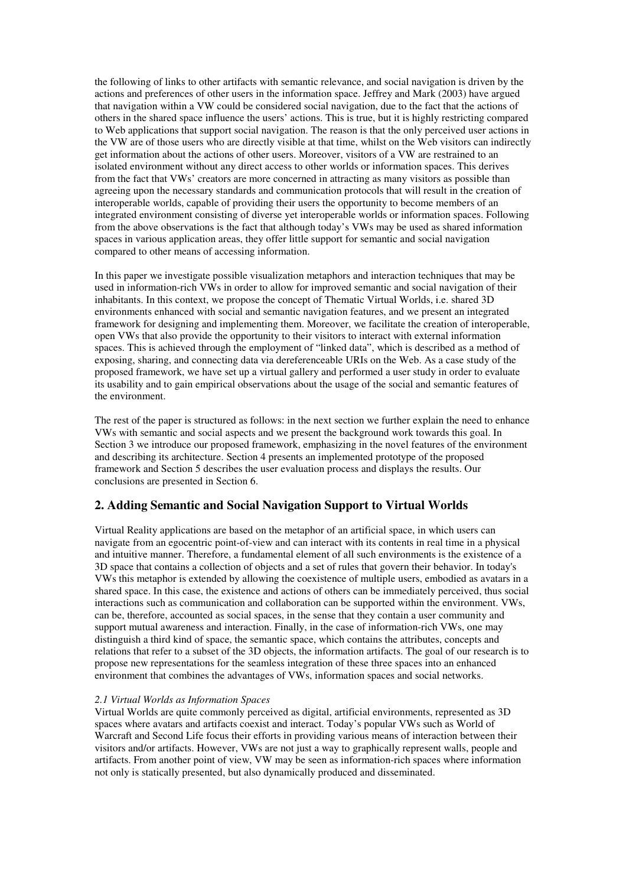the following of links to other artifacts with semantic relevance, and social navigation is driven by the actions and preferences of other users in the information space. Jeffrey and Mark (2003) have argued that navigation within a VW could be considered social navigation, due to the fact that the actions of others in the shared space influence the users' actions. This is true, but it is highly restricting compared to Web applications that support social navigation. The reason is that the only perceived user actions in the VW are of those users who are directly visible at that time, whilst on the Web visitors can indirectly get information about the actions of other users. Moreover, visitors of a VW are restrained to an isolated environment without any direct access to other worlds or information spaces. This derives from the fact that VWs' creators are more concerned in attracting as many visitors as possible than agreeing upon the necessary standards and communication protocols that will result in the creation of interoperable worlds, capable of providing their users the opportunity to become members of an integrated environment consisting of diverse yet interoperable worlds or information spaces. Following from the above observations is the fact that although today's VWs may be used as shared information spaces in various application areas, they offer little support for semantic and social navigation compared to other means of accessing information.

In this paper we investigate possible visualization metaphors and interaction techniques that may be used in information-rich VWs in order to allow for improved semantic and social navigation of their inhabitants. In this context, we propose the concept of Thematic Virtual Worlds, i.e. shared 3D environments enhanced with social and semantic navigation features, and we present an integrated framework for designing and implementing them. Moreover, we facilitate the creation of interoperable, open VWs that also provide the opportunity to their visitors to interact with external information spaces. This is achieved through the employment of "linked data", which is described as a method of exposing, sharing, and connecting data via dereferenceable URIs on the Web. As a case study of the proposed framework, we have set up a virtual gallery and performed a user study in order to evaluate its usability and to gain empirical observations about the usage of the social and semantic features of the environment.

The rest of the paper is structured as follows: in the next section we further explain the need to enhance VWs with semantic and social aspects and we present the background work towards this goal. In Section 3 we introduce our proposed framework, emphasizing in the novel features of the environment and describing its architecture. Section 4 presents an implemented prototype of the proposed framework and Section 5 describes the user evaluation process and displays the results. Our conclusions are presented in Section 6.

## 2. Adding Semantic and Social Navigation Support to Virtual Worlds

Virtual Reality applications are based on the metaphor of an artificial space, in which users can navigate from an egocentric point-of-view and can interact with its contents in real time in a physical and intuitive manner. Therefore, a fundamental element of all such environments is the existence of a 3D space that contains a collection of objects and a set of rules that govern their behavior. In today's VWs this metaphor is extended by allowing the coexistence of multiple users, embodied as avatars in a shared space. In this case, the existence and actions of others can be immediately perceived, thus social interactions such as communication and collaboration can be supported within the environment. VWs, can be, therefore, accounted as social spaces, in the sense that they contain a user community and support mutual awareness and interaction. Finally, in the case of information-rich VWs, one may distinguish a third kind of space, the semantic space, which contains the attributes, concepts and relations that refer to a subset of the 3D objects, the information artifacts. The goal of our research is to propose new representations for the seamless integration of these three spaces into an enhanced environment that combines the advantages of VWs, information spaces and social networks.

### *2.1 Virtual Worlds as Information Spaces*

Virtual Worlds are quite commonly perceived as digital, artificial environments, represented as 3D spaces where avatars and artifacts coexist and interact. Today's popular VWs such as World of Warcraft and Second Life focus their efforts in providing various means of interaction between their visitors and/or artifacts. However, VWs are not just a way to graphically represent walls, people and artifacts. From another point of view, VW may be seen as information-rich spaces where information not only is statically presented, but also dynamically produced and disseminated.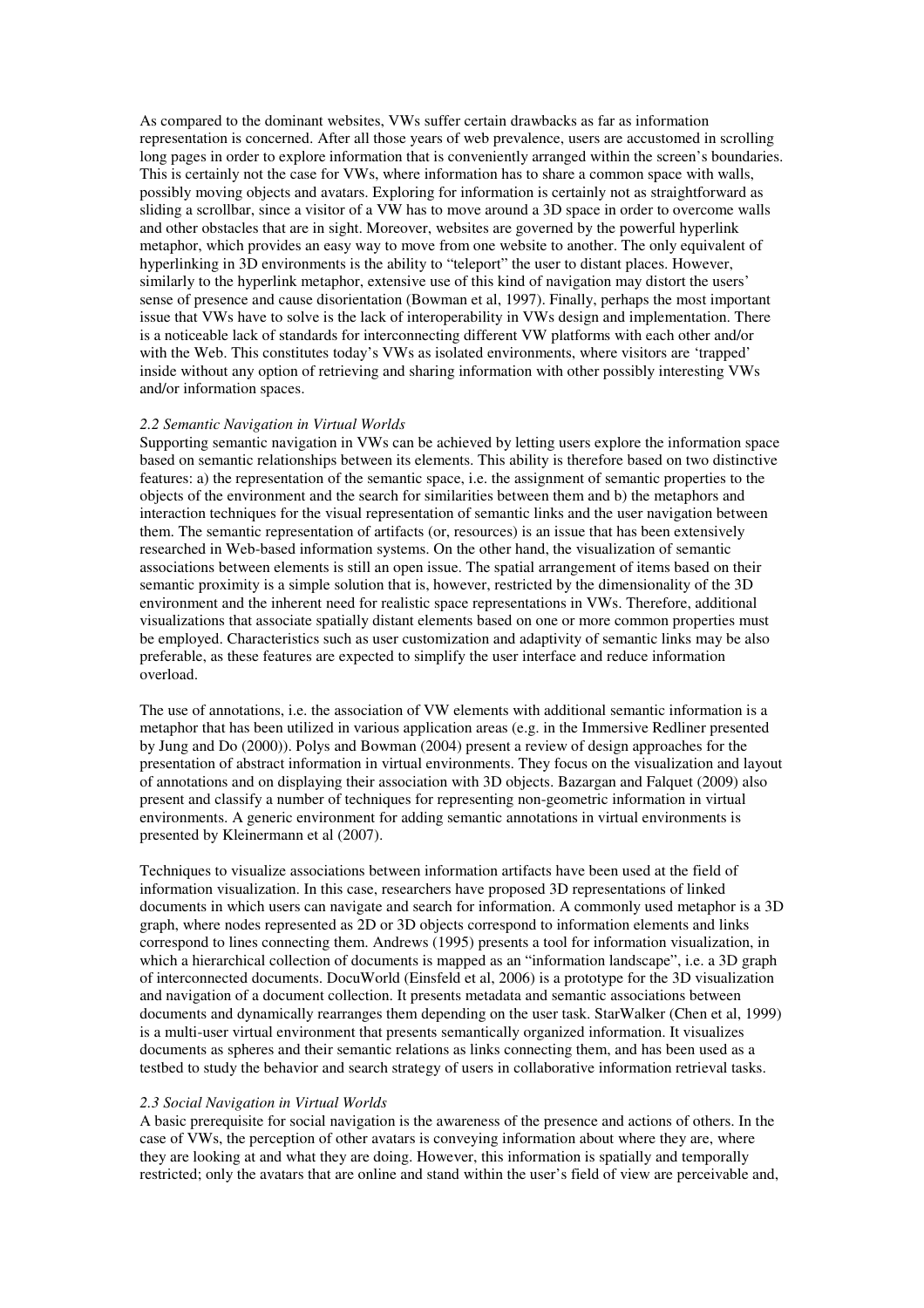As compared to the dominant websites, VWs suffer certain drawbacks as far as information representation is concerned. After all those years of web prevalence, users are accustomed in scrolling long pages in order to explore information that is conveniently arranged within the screen's boundaries. This is certainly not the case for VWs, where information has to share a common space with walls, possibly moving objects and avatars. Exploring for information is certainly not as straightforward as sliding a scrollbar, since a visitor of a VW has to move around a 3D space in order to overcome walls and other obstacles that are in sight. Moreover, websites are governed by the powerful hyperlink metaphor, which provides an easy way to move from one website to another. The only equivalent of hyperlinking in 3D environments is the ability to "teleport" the user to distant places. However, similarly to the hyperlink metaphor, extensive use of this kind of navigation may distort the users' sense of presence and cause disorientation (Bowman et al, 1997). Finally, perhaps the most important issue that VWs have to solve is the lack of interoperability in VWs design and implementation. There is a noticeable lack of standards for interconnecting different VW platforms with each other and/or with the Web. This constitutes today's VWs as isolated environments, where visitors are 'trapped' inside without any option of retrieving and sharing information with other possibly interesting VWs and/or information spaces.

### *2.2 Semantic Navigation in Virtual Worlds*

Supporting semantic navigation in VWs can be achieved by letting users explore the information space based on semantic relationships between its elements. This ability is therefore based on two distinctive features: a) the representation of the semantic space, i.e. the assignment of semantic properties to the objects of the environment and the search for similarities between them and b) the metaphors and interaction techniques for the visual representation of semantic links and the user navigation between them. The semantic representation of artifacts (or, resources) is an issue that has been extensively researched in Web-based information systems. On the other hand, the visualization of semantic associations between elements is still an open issue. The spatial arrangement of items based on their semantic proximity is a simple solution that is, however, restricted by the dimensionality of the 3D environment and the inherent need for realistic space representations in VWs. Therefore, additional visualizations that associate spatially distant elements based on one or more common properties must be employed. Characteristics such as user customization and adaptivity of semantic links may be also preferable, as these features are expected to simplify the user interface and reduce information overload.

The use of annotations, i.e. the association of VW elements with additional semantic information is a metaphor that has been utilized in various application areas (e.g. in the Immersive Redliner presented by Jung and Do (2000)). Polys and Bowman (2004) present a review of design approaches for the presentation of abstract information in virtual environments. They focus on the visualization and layout of annotations and on displaying their association with 3D objects. Bazargan and Falquet (2009) also present and classify a number of techniques for representing non-geometric information in virtual environments. A generic environment for adding semantic annotations in virtual environments is presented by Kleinermann et al (2007).

Techniques to visualize associations between information artifacts have been used at the field of information visualization. In this case, researchers have proposed 3D representations of linked documents in which users can navigate and search for information. A commonly used metaphor is a 3D graph, where nodes represented as 2D or 3D objects correspond to information elements and links correspond to lines connecting them. Andrews (1995) presents a tool for information visualization, in which a hierarchical collection of documents is mapped as an "information landscape", i.e. a 3D graph of interconnected documents. DocuWorld (Einsfeld et al, 2006) is a prototype for the 3D visualization and navigation of a document collection. It presents metadata and semantic associations between documents and dynamically rearranges them depending on the user task. StarWalker (Chen et al, 1999) is a multi-user virtual environment that presents semantically organized information. It visualizes documents as spheres and their semantic relations as links connecting them, and has been used as a testbed to study the behavior and search strategy of users in collaborative information retrieval tasks.

### *2.3 Social Navigation in Virtual Worlds*

A basic prerequisite for social navigation is the awareness of the presence and actions of others. In the case of VWs, the perception of other avatars is conveying information about where they are, where they are looking at and what they are doing. However, this information is spatially and temporally restricted; only the avatars that are online and stand within the user's field of view are perceivable and,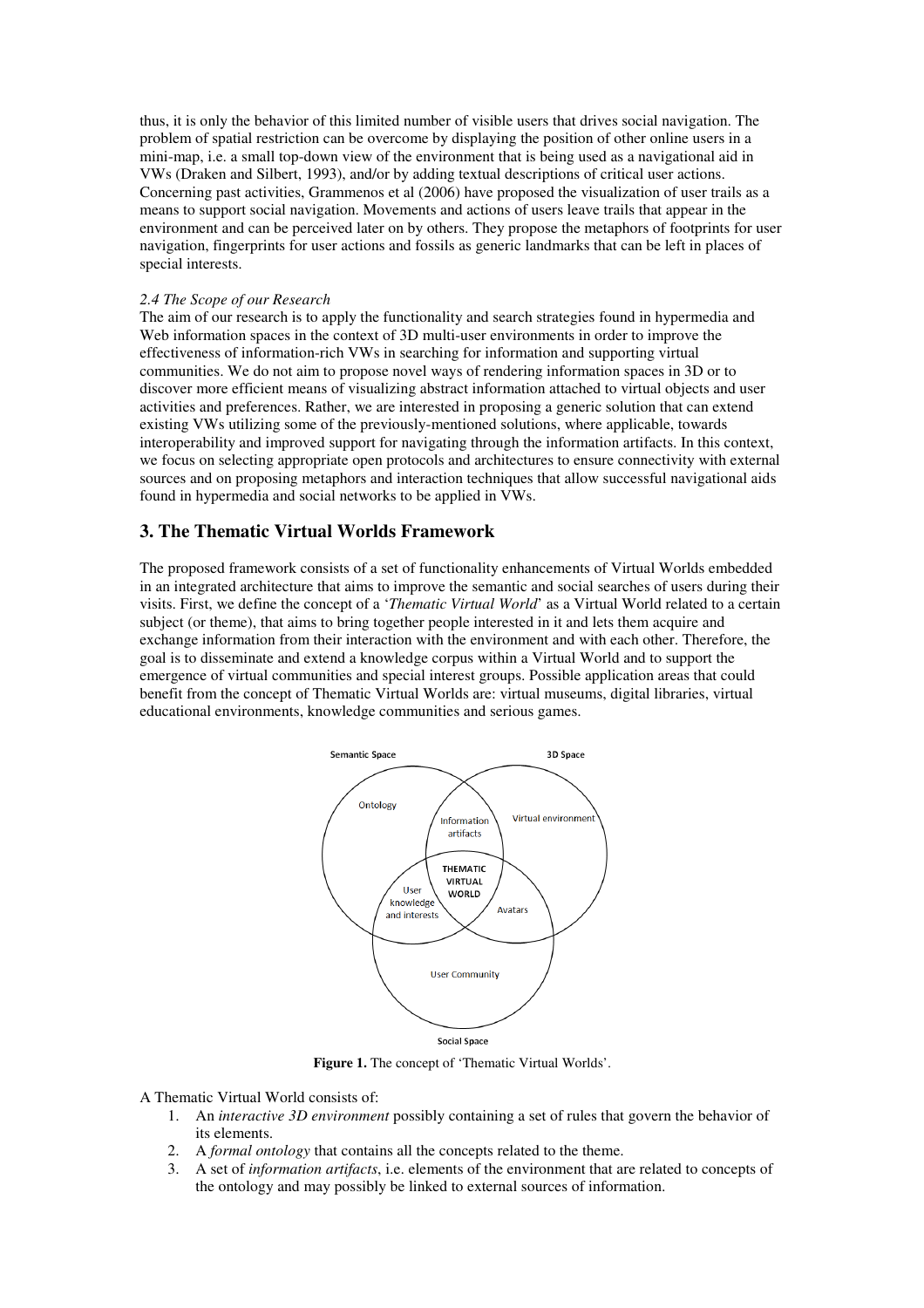thus, it is only the behavior of this limited number of visible users that drives social navigation. The problem of spatial restriction can be overcome by displaying the position of other online users in a mini-map, i.e. a small top-down view of the environment that is being used as a navigational aid in VWs (Draken and Silbert, 1993), and/or by adding textual descriptions of critical user actions. Concerning past activities, Grammenos et al (2006) have proposed the visualization of user trails as a means to support social navigation. Movements and actions of users leave trails that appear in the environment and can be perceived later on by others. They propose the metaphors of footprints for user navigation, fingerprints for user actions and fossils as generic landmarks that can be left in places of special interests.

*2.4 The Scope of our Research*

The aim of our research is to apply the functionality and search strategies found in hypermedia and Web information spaces in the context of 3D multi-user environments in order to improve the effectiveness of information-rich VWs in searching for information and supporting virtual communities. We do not aim to propose novel ways of rendering information spaces in 3D or to discover more efficient means of visualizing abstract information attached to virtual objects and user activities and preferences. Rather, we are interested in proposing a generic solution that can extend existing VWs utilizing some of the previously-mentioned solutions, where applicable, towards interoperability and improved support for navigating through the information artifacts. In this context, we focus on selecting appropriate open protocols and architectures to ensure connectivity with external sources and on proposing metaphors and interaction techniques that allow successful navigational aids found in hypermedia and social networks to be applied in VWs.

## 3. The Thematic Virtual Worlds Framework

The proposed framework consists of a set of functionality enhancements of Virtual Worlds embedded in an integrated architecture that aims to improve the semantic and social searches of users during their visits. First, we define the concept of a '*Thematic Virtual World*' as a Virtual World related to a certain subject (or theme), that aims to bring together people interested in it and lets them acquire and exchange information from their interaction with the environment and with each other. Therefore, the goal is to disseminate and extend a knowledge corpus within a Virtual World and to support the emergence of virtual communities and special interest groups. Possible application areas that could benefit from the concept of Thematic Virtual Worlds are: virtual museums, digital libraries, virtual educational environments, knowledge communities and serious games.

**Figure 1.** The concept of 'Thematic Virtual Worlds'.

A Thematic Virtual World consists of:

1. An *interactive 3D environment* possibly containing a set of rules that govern the behavior of its elements.
2. A *formal ontology* that contains all the concepts related to the theme.
3. A set of *information artifacts*, i.e. elements of the environment that are related to concepts of the ontology and may possibly be linked to external sources of information.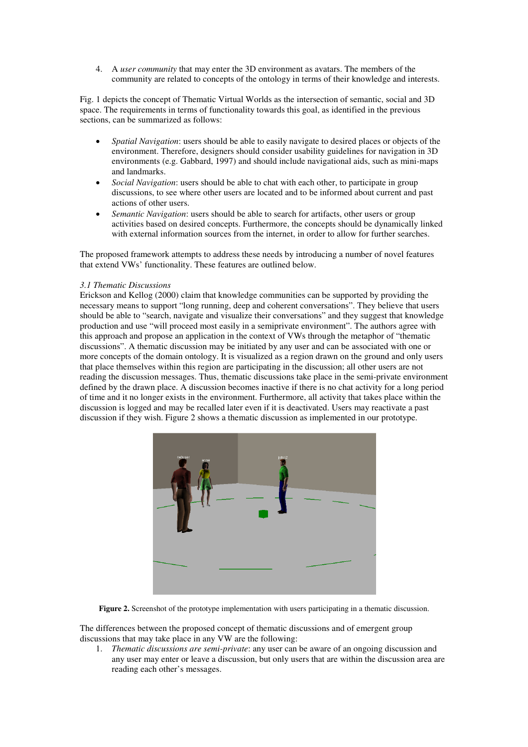4. A *user community* that may enter the 3D environment as avatars. The members of the community are related to concepts of the ontology in terms of their knowledge and interests.

Fig. 1 depicts the concept of Thematic Virtual Worlds as the intersection of semantic, social and 3D space. The requirements in terms of functionality towards this goal, as identified in the previous sections, can be summarized as follows:

- *Spatial Navigation*: users should be able to easily navigate to desired places or objects of the environment. Therefore, designers should consider usability guidelines for navigation in 3D environments (e.g. Gabbard, 1997) and should include navigational aids, such as mini-maps and landmarks.
- *Social Navigation*: users should be able to chat with each other, to participate in group discussions, to see where other users are located and to be informed about current and past actions of other users.
- *Semantic Navigation*: users should be able to search for artifacts, other users or group activities based on desired concepts. Furthermore, the concepts should be dynamically linked with external information sources from the internet, in order to allow for further searches.

The proposed framework attempts to address these needs by introducing a number of novel features that extend VWs' functionality. These features are outlined below.

### *3.1 Thematic Discussions*

Erickson and Kellog (2000) claim that knowledge communities can be supported by providing the necessary means to support "long running, deep and coherent conversations". They believe that users should be able to "search, navigate and visualize their conversations" and they suggest that knowledge production and use "will proceed most easily in a semiprivate environment". The authors agree with this approach and propose an application in the context of VWs through the metaphor of "thematic discussions". A thematic discussion may be initiated by any user and can be associated with one or more concepts of the domain ontology. It is visualized as a region drawn on the ground and only users that place themselves within this region are participating in the discussion; all other users are not reading the discussion messages. Thus, thematic discussions take place in the semi-private environment defined by the drawn place. A discussion becomes inactive if there is no chat activity for a long period of time and it no longer exists in the environment. Furthermore, all activity that takes place within the discussion is logged and may be recalled later even if it is deactivated. Users may reactivate a past discussion if they wish. Figure 2 shows a thematic discussion as implemented in our prototype.

**Figure 2.** Screenshot of the prototype implementation with users participating in a thematic discussion.

The differences between the proposed concept of thematic discussions and of emergent group discussions that may take place in any VW are the following:

1. *Thematic discussions are semi-private*: any user can be aware of an ongoing discussion and any user may enter or leave a discussion, but only users that are within the discussion area are reading each other's messages.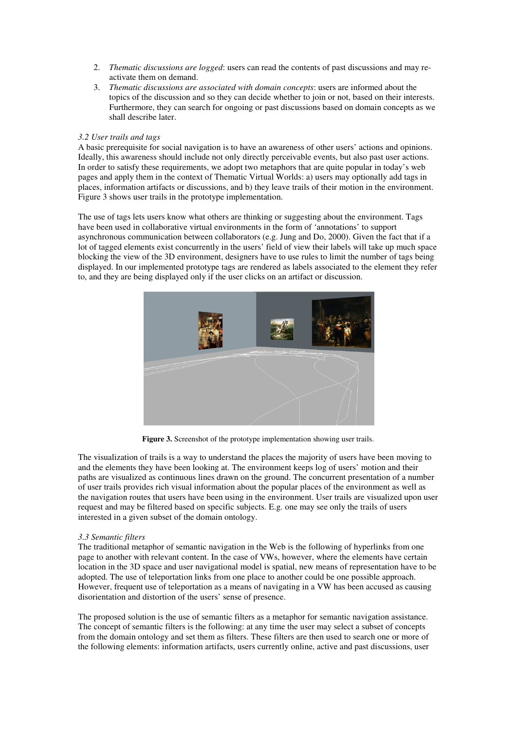2. *Thematic discussions are logged*: users can read the contents of past discussions and may re-activate them on demand.
3. *Thematic discussions are associated with domain concepts*: users are informed about the topics of the discussion and so they can decide whether to join or not, based on their interests. Furthermore, they can search for ongoing or past discussions based on domain concepts as we shall describe later.

### *3.2 User trails and tags*

A basic prerequisite for social navigation is to have an awareness of other users' actions and opinions. Ideally, this awareness should include not only directly perceivable events, but also past user actions. In order to satisfy these requirements, we adopt two metaphors that are quite popular in today's web pages and apply them in the context of Thematic Virtual Worlds: a) users may optionally add tags in places, information artifacts or discussions, and b) they leave trails of their motion in the environment. Figure 3 shows user trails in the prototype implementation.

The use of tags lets users know what others are thinking or suggesting about the environment. Tags have been used in collaborative virtual environments in the form of 'annotations' to support asynchronous communication between collaborators (e.g. Jung and Do, 2000). Given the fact that if a lot of tagged elements exist concurrently in the users' field of view their labels will take up much space blocking the view of the 3D environment, designers have to use rules to limit the number of tags being displayed. In our implemented prototype tags are rendered as labels associated to the element they refer to, and they are being displayed only if the user clicks on an artifact or discussion.

**Figure 3.** Screenshot of the prototype implementation showing user trails.

The visualization of trails is a way to understand the places the majority of users have been moving to and the elements they have been looking at. The environment keeps log of users' motion and their paths are visualized as continuous lines drawn on the ground. The concurrent presentation of a number of user trails provides rich visual information about the popular places of the environment as well as the navigation routes that users have been using in the environment. User trails are visualized upon user request and may be filtered based on specific subjects. E.g. one may see only the trails of users interested in a given subset of the domain ontology.

### *3.3 Semantic filters*

The traditional metaphor of semantic navigation in the Web is the following of hyperlinks from one page to another with relevant content. In the case of VWs, however, where the elements have certain location in the 3D space and user navigational model is spatial, new means of representation have to be adopted. The use of teleportation links from one place to another could be one possible approach. However, frequent use of teleportation as a means of navigating in a VW has been accused as causing disorientation and distortion of the users' sense of presence.

The proposed solution is the use of semantic filters as a metaphor for semantic navigation assistance. The concept of semantic filters is the following: at any time the user may select a subset of concepts from the domain ontology and set them as filters. These filters are then used to search one or more of the following elements: information artifacts, users currently online, active and past discussions, user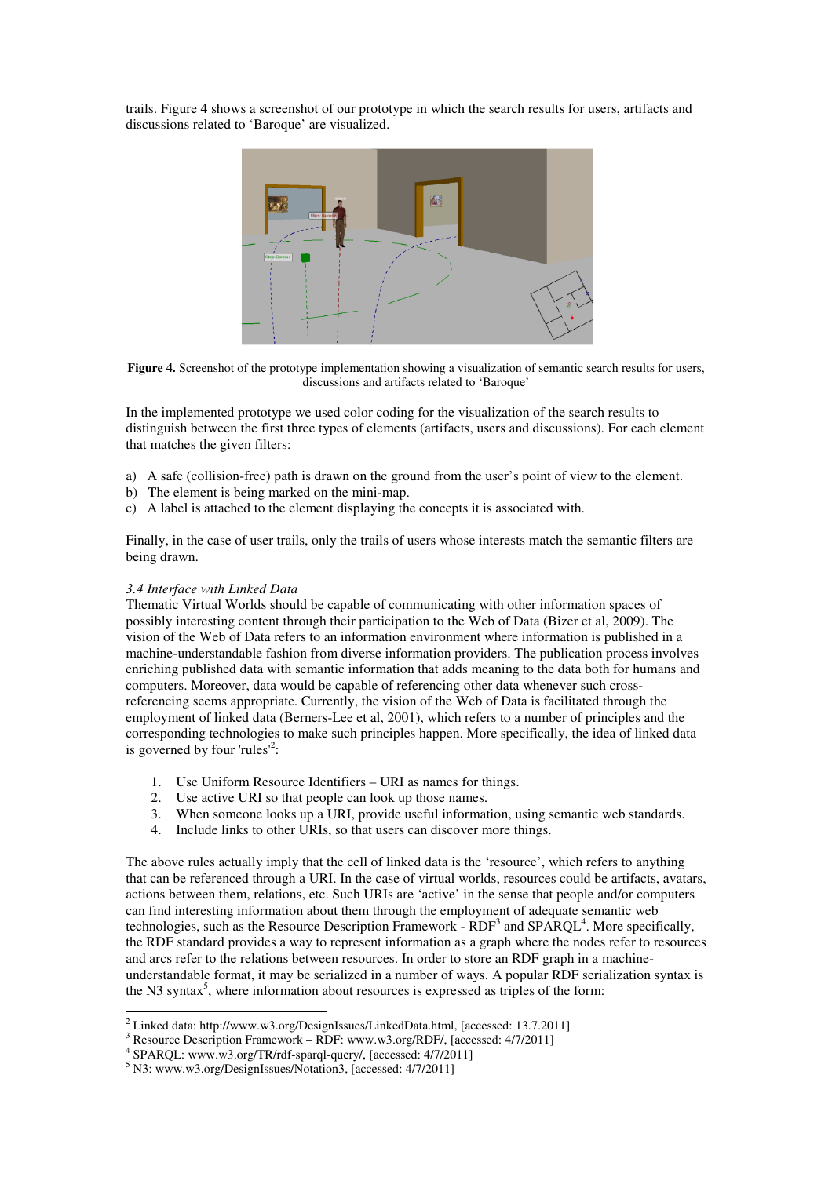trails. Figure 4 shows a screenshot of our prototype in which the search results for users, artifacts and discussions related to 'Baroque' are visualized.

**Figure 4.** Screenshot of the prototype implementation showing a visualization of semantic search results for users, discussions and artifacts related to 'Baroque'

In the implemented prototype we used color coding for the visualization of the search results to distinguish between the first three types of elements (artifacts, users and discussions). For each element that matches the given filters:

a) A safe (collision-free) path is drawn on the ground from the user's point of view to the element.
b) The element is being marked on the mini-map.
c) A label is attached to the element displaying the concepts it is associated with.

Finally, in the case of user trails, only the trails of users whose interests match the semantic filters are being drawn.

*3.4 Interface with Linked Data*

Thematic Virtual Worlds should be capable of communicating with other information spaces of possibly interesting content through their participation to the Web of Data (Bizer et al, 2009). The vision of the Web of Data refers to an information environment where information is published in a machine-understandable fashion from diverse information providers. The publication process involves enriching published data with semantic information that adds meaning to the data both for humans and computers. Moreover, data would be capable of referencing other data whenever such cross-referencing seems appropriate. Currently, the vision of the Web of Data is facilitated through the employment of linked data (Berners-Lee et al, 2001), which refers to a number of principles and the corresponding technologies to make such principles happen. More specifically, the idea of linked data is governed by four 'rules'[2]:

1. Use Uniform Resource Identifiers – URI as names for things.
2. Use active URI so that people can look up those names.
3. When someone looks up a URI, provide useful information, using semantic web standards.
4. Include links to other URIs, so that users can discover more things.

The above rules actually imply that the cell of linked data is the 'resource', which refers to anything that can be referenced through a URI. In the case of virtual worlds, resources could be artifacts, avatars, actions between them, relations, etc. Such URIs are 'active' in the sense that people and/or computers can find interesting information about them through the employment of adequate semantic web technologies, such as the Resource Description Framework - RDF[3] and SPARQL[4]. More specifically, the RDF standard provides a way to represent information as a graph where the nodes refer to resources and arcs refer to the relations between resources. In order to store an RDF graph in a machine-understandable format, it may be serialized in a number of ways. A popular RDF serialization syntax is the N3 syntax[5], where information about resources is expressed as triples of the form:

---

[2] Linked data: http://www.w3.org/DesignIssues/LinkedData.html, [accessed: 13.7.2011]
[3] Resource Description Framework – RDF: www.w3.org/RDF/, [accessed: 4/7/2011]
[4] SPARQL: www.w3.org/TR/rdf-sparql-query/, [accessed: 4/7/2011]
[5] N3: www.w3.org/DesignIssues/Notation3, [accessed: 4/7/2011]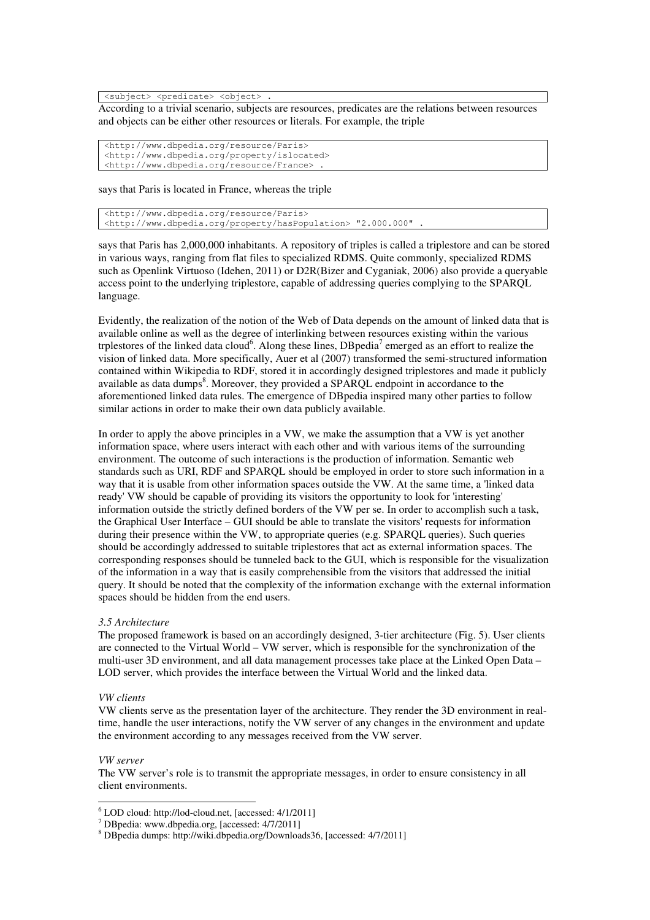```
<subject> <predicate> <object> .
```

According to a trivial scenario, subjects are resources, predicates are the relations between resources and objects can be either other resources or literals. For example, the triple

```
<http://www.dbpedia.org/resource/Paris>
<http://www.dbpedia.org/property/islocated>
<http://www.dbpedia.org/resource/France> .
```

says that Paris is located in France, whereas the triple

```
<http://www.dbpedia.org/resource/Paris>
<http://www.dbpedia.org/property/hasPopulation> "2.000.000" .
```

says that Paris has 2,000,000 inhabitants. A repository of triples is called a triplestore and can be stored in various ways, ranging from flat files to specialized RDMS. Quite commonly, specialized RDMS such as Openlink Virtuoso (Idehen, 2011) or D2R(Bizer and Cyganiak, 2006) also provide a queryable access point to the underlying triplestore, capable of addressing queries complying to the SPARQL language.

Evidently, the realization of the notion of the Web of Data depends on the amount of linked data that is available online as well as the degree of interlinking between resources existing within the various trplestores of the linked data cloud[6]. Along these lines, DBpedia[7] emerged as an effort to realize the vision of linked data. More specifically, Auer et al (2007) transformed the semi-structured information contained within Wikipedia to RDF, stored it in accordingly designed triplestores and made it publicly available as data dumps[8]. Moreover, they provided a SPARQL endpoint in accordance to the aforementioned linked data rules. The emergence of DBpedia inspired many other parties to follow similar actions in order to make their own data publicly available.

In order to apply the above principles in a VW, we make the assumption that a VW is yet another information space, where users interact with each other and with various items of the surrounding environment. The outcome of such interactions is the production of information. Semantic web standards such as URI, RDF and SPARQL should be employed in order to store such information in a way that it is usable from other information spaces outside the VW. At the same time, a 'linked data ready' VW should be capable of providing its visitors the opportunity to look for 'interesting' information outside the strictly defined borders of the VW per se. In order to accomplish such a task, the Graphical User Interface – GUI should be able to translate the visitors' requests for information during their presence within the VW, to appropriate queries (e.g. SPARQL queries). Such queries should be accordingly addressed to suitable triplestores that act as external information spaces. The corresponding responses should be tunneled back to the GUI, which is responsible for the visualization of the information in a way that is easily comprehensible from the visitors that addressed the initial query. It should be noted that the complexity of the information exchange with the external information spaces should be hidden from the end users.

### *3.5 Architecture*

The proposed framework is based on an accordingly designed, 3-tier architecture (Fig. 5). User clients are connected to the Virtual World – VW server, which is responsible for the synchronization of the multi-user 3D environment, and all data management processes take place at the Linked Open Data – LOD server, which provides the interface between the Virtual World and the linked data.

#### *VW clients*

VW clients serve as the presentation layer of the architecture. They render the 3D environment in real-time, handle the user interactions, notify the VW server of any changes in the environment and update the environment according to any messages received from the VW server.

#### *VW server*

The VW server's role is to transmit the appropriate messages, in order to ensure consistency in all client environments.

---

[6] LOD cloud: http://lod-cloud.net, [accessed: 4/1/2011]

[7] DBpedia: www.dbpedia.org, [accessed: 4/7/2011]

[8] DBpedia dumps: http://wiki.dbpedia.org/Downloads36, [accessed: 4/7/2011]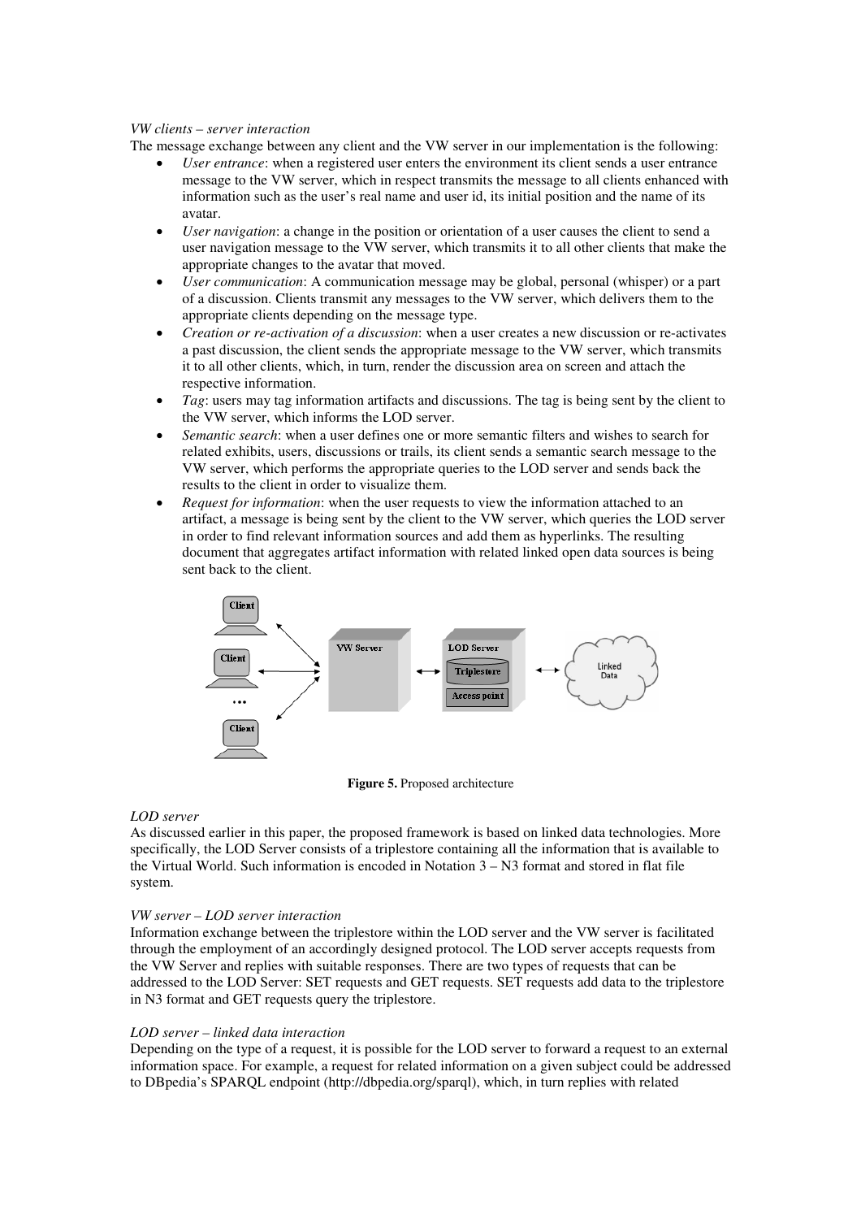*VW clients – server interaction*

The message exchange between any client and the VW server in our implementation is the following:

- *User entrance*: when a registered user enters the environment its client sends a user entrance message to the VW server, which in respect transmits the message to all clients enhanced with information such as the user's real name and user id, its initial position and the name of its avatar.
- *User navigation*: a change in the position or orientation of a user causes the client to send a user navigation message to the VW server, which transmits it to all other clients that make the appropriate changes to the avatar that moved.
- *User communication*: A communication message may be global, personal (whisper) or a part of a discussion. Clients transmit any messages to the VW server, which delivers them to the appropriate clients depending on the message type.
- *Creation or re-activation of a discussion*: when a user creates a new discussion or re-activates a past discussion, the client sends the appropriate message to the VW server, which transmits it to all other clients, which, in turn, render the discussion area on screen and attach the respective information.
- *Tag*: users may tag information artifacts and discussions. The tag is being sent by the client to the VW server, which informs the LOD server.
- *Semantic search*: when a user defines one or more semantic filters and wishes to search for related exhibits, users, discussions or trails, its client sends a semantic search message to the VW server, which performs the appropriate queries to the LOD server and sends back the results to the client in order to visualize them.
- *Request for information*: when the user requests to view the information attached to an artifact, a message is being sent by the client to the VW server, which queries the LOD server in order to find relevant information sources and add them as hyperlinks. The resulting document that aggregates artifact information with related linked open data sources is being sent back to the client.

**Figure 5.** Proposed architecture

*LOD server*

As discussed earlier in this paper, the proposed framework is based on linked data technologies. More specifically, the LOD Server consists of a triplestore containing all the information that is available to the Virtual World. Such information is encoded in Notation 3 – N3 format and stored in flat file system.

*VW server – LOD server interaction*

Information exchange between the triplestore within the LOD server and the VW server is facilitated through the employment of an accordingly designed protocol. The LOD server accepts requests from the VW Server and replies with suitable responses. There are two types of requests that can be addressed to the LOD Server: SET requests and GET requests. SET requests add data to the triplestore in N3 format and GET requests query the triplestore.

*LOD server – linked data interaction*

Depending on the type of a request, it is possible for the LOD server to forward a request to an external information space. For example, a request for related information on a given subject could be addressed to DBpedia's SPARQL endpoint (http://dbpedia.org/sparql), which, in turn replies with related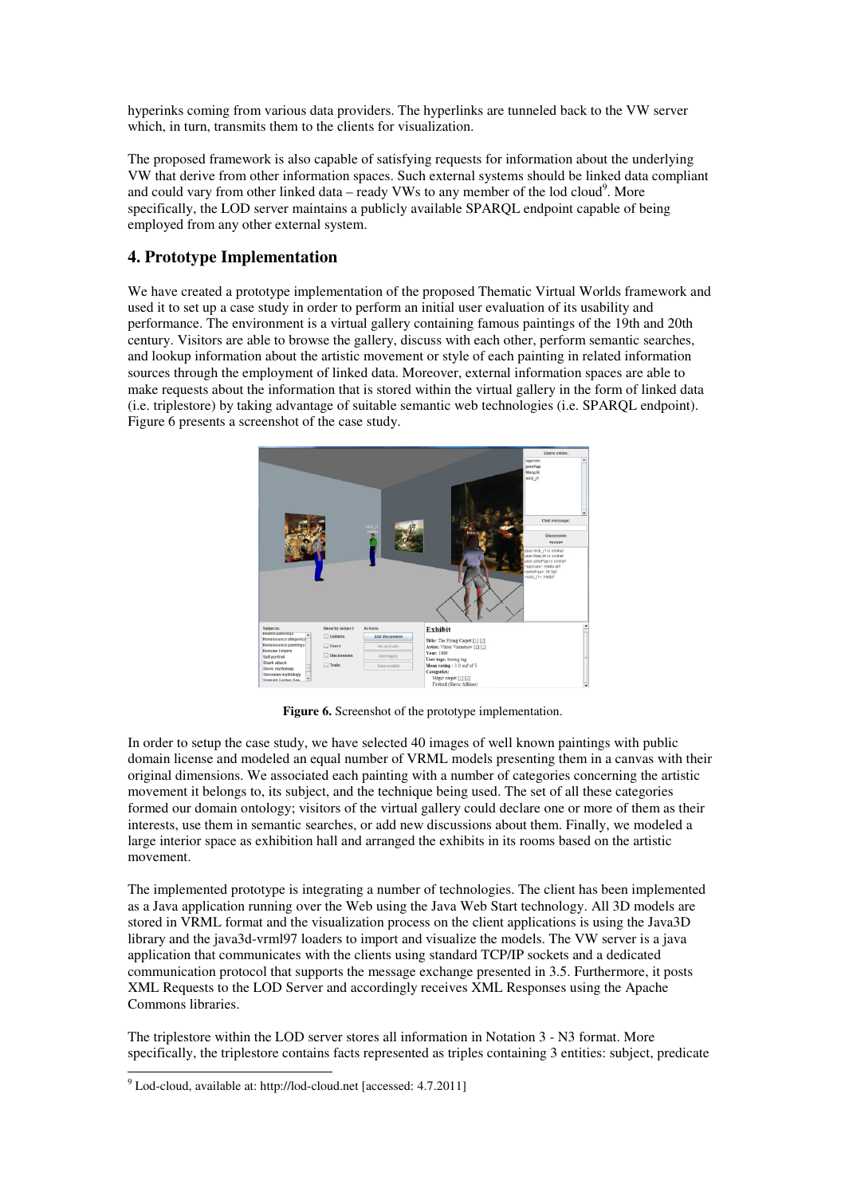hyperinks coming from various data providers. The hyperlinks are tunneled back to the VW server which, in turn, transmits them to the clients for visualization.

The proposed framework is also capable of satisfying requests for information about the underlying VW that derive from other information spaces. Such external systems should be linked data compliant and could vary from other linked data – ready VWs to any member of the lod cloud[9]. More specifically, the LOD server maintains a publicly available SPARQL endpoint capable of being employed from any other external system.

## 4. Prototype Implementation

We have created a prototype implementation of the proposed Thematic Virtual Worlds framework and used it to set up a case study in order to perform an initial user evaluation of its usability and performance. The environment is a virtual gallery containing famous paintings of the 19th and 20th century. Visitors are able to browse the gallery, discuss with each other, perform semantic searches, and lookup information about the artistic movement or style of each painting in related information sources through the employment of linked data. Moreover, external information spaces are able to make requests about the information that is stored within the virtual gallery in the form of linked data (i.e. triplestore) by taking advantage of suitable semantic web technologies (i.e. SPARQL endpoint). Figure 6 presents a screenshot of the case study.

**Figure 6.** Screenshot of the prototype implementation.

In order to setup the case study, we have selected 40 images of well known paintings with public domain license and modeled an equal number of VRML models presenting them in a canvas with their original dimensions. We associated each painting with a number of categories concerning the artistic movement it belongs to, its subject, and the technique being used. The set of all these categories formed our domain ontology; visitors of the virtual gallery could declare one or more of them as their interests, use them in semantic searches, or add new discussions about them. Finally, we modeled a large interior space as exhibition hall and arranged the exhibits in its rooms based on the artistic movement.

The implemented prototype is integrating a number of technologies. The client has been implemented as a Java application running over the Web using the Java Web Start technology. All 3D models are stored in VRML format and the visualization process on the client applications is using the Java3D library and the java3d-vrml97 loaders to import and visualize the models. The VW server is a java application that communicates with the clients using standard TCP/IP sockets and a dedicated communication protocol that supports the message exchange presented in 3.5. Furthermore, it posts XML Requests to the LOD Server and accordingly receives XML Responses using the Apache Commons libraries.

The triplestore within the LOD server stores all information in Notation 3 - N3 format. More specifically, the triplestore contains facts represented as triples containing 3 entities: subject, predicate

[9] Lod-cloud, available at: http://lod-cloud.net [accessed: 4.7.2011]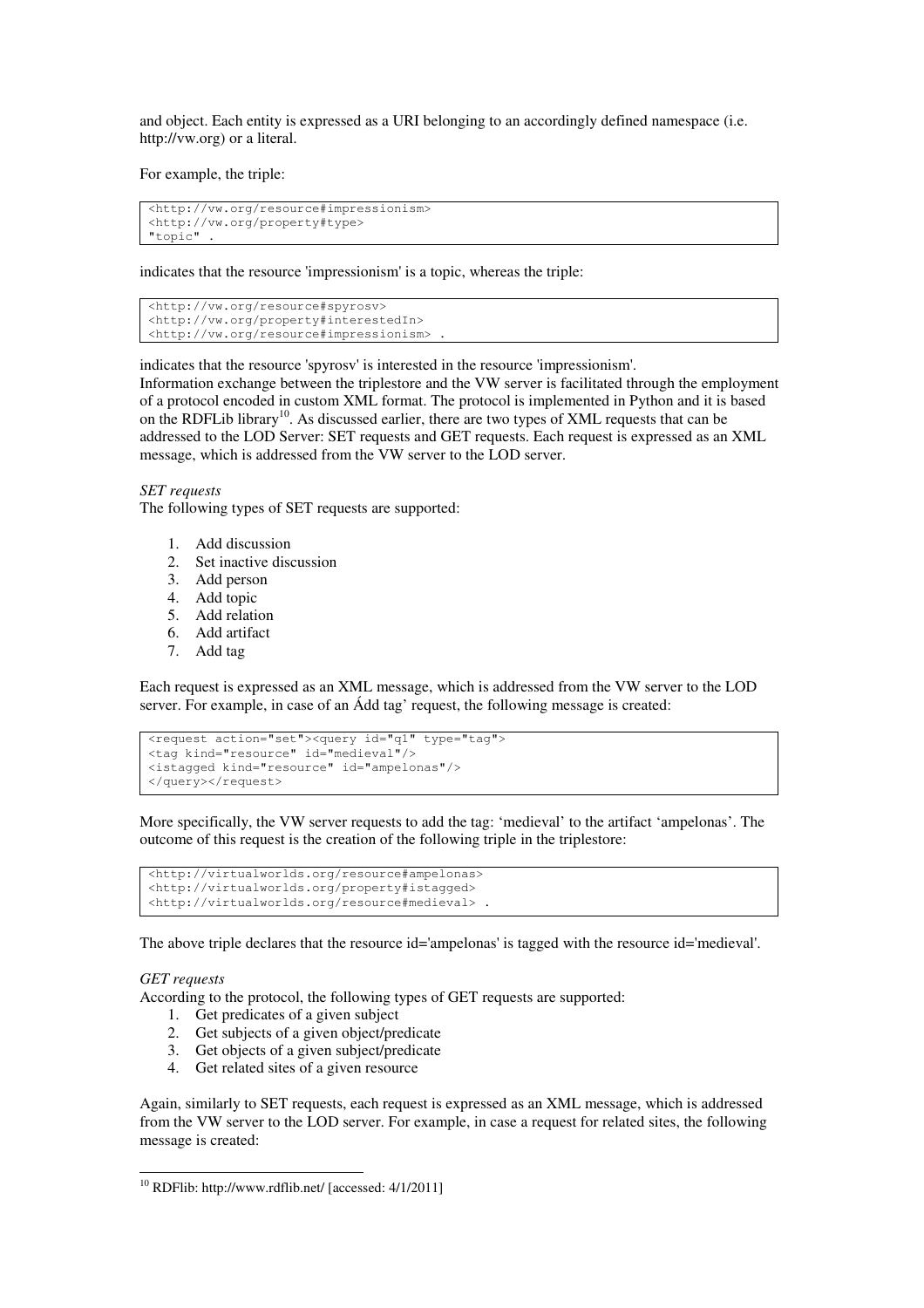and object. Each entity is expressed as a URI belonging to an accordingly defined namespace (i.e. http://vw.org) or a literal.

For example, the triple:

```
<http://vw.org/resource#impressionism>
<http://vw.org/property#type>
"topic" .
```

indicates that the resource 'impressionism' is a topic, whereas the triple:

```
<http://vw.org/resource#spyrosv>
<http://vw.org/property#interestedIn>
<http://vw.org/resource#impressionism> .
```

indicates that the resource 'spyrosv' is interested in the resource 'impressionism'.
Information exchange between the triplestore and the VW server is facilitated through the employment of a protocol encoded in custom XML format. The protocol is implemented in Python and it is based on the RDFLib library[10]. As discussed earlier, there are two types of XML requests that can be addressed to the LOD Server: SET requests and GET requests. Each request is expressed as an XML message, which is addressed from the VW server to the LOD server.

*SET requests*
The following types of SET requests are supported:

1. Add discussion
2. Set inactive discussion
3. Add person
4. Add topic
5. Add relation
6. Add artifact
7. Add tag

Each request is expressed as an XML message, which is addressed from the VW server to the LOD server. For example, in case of an Ádd tag' request, the following message is created:

```
<request action="set"><query id="q1" type="tag">
<tag kind="resource" id="medieval"/>
<istagged kind="resource" id="ampelonas"/>
</query></request>
```

More specifically, the VW server requests to add the tag: 'medieval' to the artifact 'ampelonas'. The outcome of this request is the creation of the following triple in the triplestore:

```
<http://virtualworlds.org/resource#ampelonas>
<http://virtualworlds.org/property#istagged>
<http://virtualworlds.org/resource#medieval> .
```

The above triple declares that the resource id='ampelonas' is tagged with the resource id='medieval'.

*GET requests*
According to the protocol, the following types of GET requests are supported:

1. Get predicates of a given subject
2. Get subjects of a given object/predicate
3. Get objects of a given subject/predicate
4. Get related sites of a given resource

Again, similarly to SET requests, each request is expressed as an XML message, which is addressed from the VW server to the LOD server. For example, in case a request for related sites, the following message is created:

[10] RDFlib: http://www.rdflib.net/ [accessed: 4/1/2011]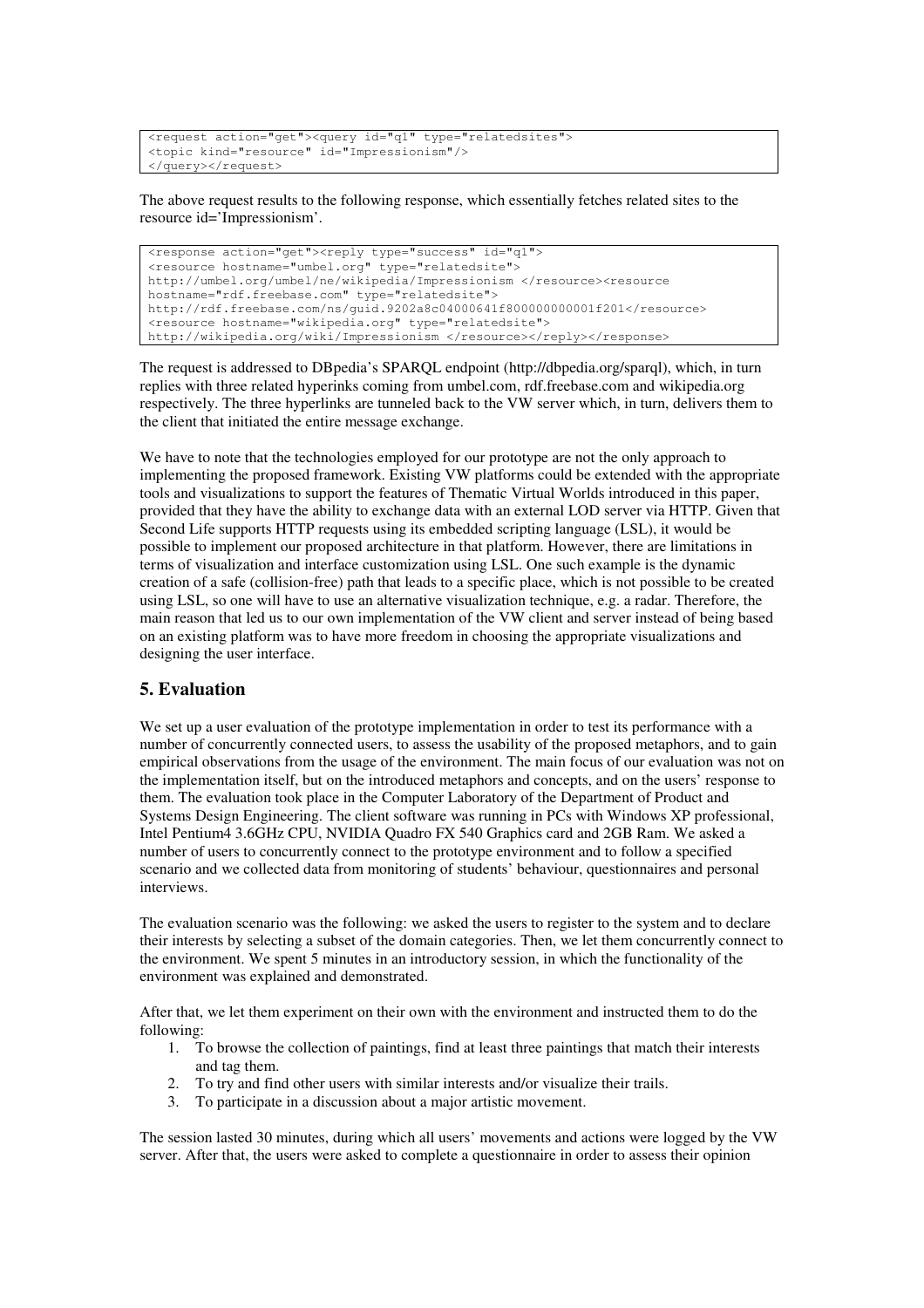```
<request action="get"><query id="q1" type="relatedsites">
<topic kind="resource" id="Impressionism"/>
</query></request>
```

The above request results to the following response, which essentially fetches related sites to the resource id='Impressionism'.

```
<response action="get"><reply type="success" id="q1">
<resource hostname="umbel.org" type="relatedsite">
http://umbel.org/umbel/ne/wikipedia/Impressionism </resource><resource
hostname="rdf.freebase.com" type="relatedsite">
http://rdf.freebase.com/ns/guid.9202a8c04000641f800000000001f201</resource>
<resource hostname="wikipedia.org" type="relatedsite">
http://wikipedia.org/wiki/Impressionism </resource></reply></response>
```

The request is addressed to DBpedia's SPARQL endpoint (http://dbpedia.org/sparql), which, in turn replies with three related hyperinks coming from umbel.com, rdf.freebase.com and wikipedia.org respectively. The three hyperlinks are tunneled back to the VW server which, in turn, delivers them to the client that initiated the entire message exchange.

We have to note that the technologies employed for our prototype are not the only approach to implementing the proposed framework. Existing VW platforms could be extended with the appropriate tools and visualizations to support the features of Thematic Virtual Worlds introduced in this paper, provided that they have the ability to exchange data with an external LOD server via HTTP. Given that Second Life supports HTTP requests using its embedded scripting language (LSL), it would be possible to implement our proposed architecture in that platform. However, there are limitations in terms of visualization and interface customization using LSL. One such example is the dynamic creation of a safe (collision-free) path that leads to a specific place, which is not possible to be created using LSL, so one will have to use an alternative visualization technique, e.g. a radar. Therefore, the main reason that led us to our own implementation of the VW client and server instead of being based on an existing platform was to have more freedom in choosing the appropriate visualizations and designing the user interface.

## 5. Evaluation

We set up a user evaluation of the prototype implementation in order to test its performance with a number of concurrently connected users, to assess the usability of the proposed metaphors, and to gain empirical observations from the usage of the environment. The main focus of our evaluation was not on the implementation itself, but on the introduced metaphors and concepts, and on the users' response to them. The evaluation took place in the Computer Laboratory of the Department of Product and Systems Design Engineering. The client software was running in PCs with Windows XP professional, Intel Pentium4 3.6GHz CPU, NVIDIA Quadro FX 540 Graphics card and 2GB Ram. We asked a number of users to concurrently connect to the prototype environment and to follow a specified scenario and we collected data from monitoring of students' behaviour, questionnaires and personal interviews.

The evaluation scenario was the following: we asked the users to register to the system and to declare their interests by selecting a subset of the domain categories. Then, we let them concurrently connect to the environment. We spent 5 minutes in an introductory session, in which the functionality of the environment was explained and demonstrated.

After that, we let them experiment on their own with the environment and instructed them to do the following:

1. To browse the collection of paintings, find at least three paintings that match their interests and tag them.
2. To try and find other users with similar interests and/or visualize their trails.
3. To participate in a discussion about a major artistic movement.

The session lasted 30 minutes, during which all users' movements and actions were logged by the VW server. After that, the users were asked to complete a questionnaire in order to assess their opinion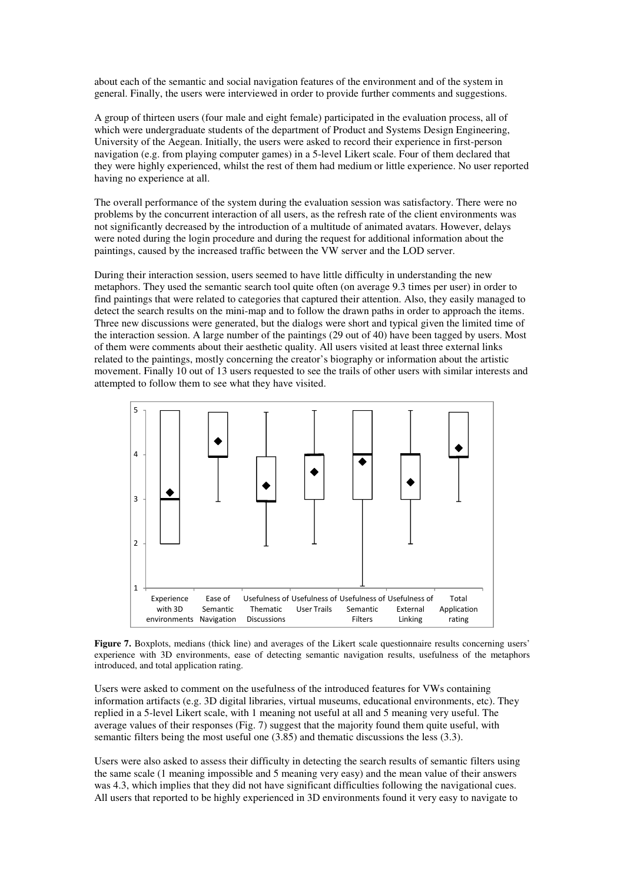about each of the semantic and social navigation features of the environment and of the system in general. Finally, the users were interviewed in order to provide further comments and suggestions.

A group of thirteen users (four male and eight female) participated in the evaluation process, all of which were undergraduate students of the department of Product and Systems Design Engineering, University of the Aegean. Initially, the users were asked to record their experience in first-person navigation (e.g. from playing computer games) in a 5-level Likert scale. Four of them declared that they were highly experienced, whilst the rest of them had medium or little experience. No user reported having no experience at all.

The overall performance of the system during the evaluation session was satisfactory. There were no problems by the concurrent interaction of all users, as the refresh rate of the client environments was not significantly decreased by the introduction of a multitude of animated avatars. However, delays were noted during the login procedure and during the request for additional information about the paintings, caused by the increased traffic between the VW server and the LOD server.

During their interaction session, users seemed to have little difficulty in understanding the new metaphors. They used the semantic search tool quite often (on average 9.3 times per user) in order to find paintings that were related to categories that captured their attention. Also, they easily managed to detect the search results on the mini-map and to follow the drawn paths in order to approach the items. Three new discussions were generated, but the dialogs were short and typical given the limited time of the interaction session. A large number of the paintings (29 out of 40) have been tagged by users. Most of them were comments about their aesthetic quality. All users visited at least three external links related to the paintings, mostly concerning the creator's biography or information about the artistic movement. Finally 10 out of 13 users requested to see the trails of other users with similar interests and attempted to follow them to see what they have visited.

**Figure 7.** Boxplots, medians (thick line) and averages of the Likert scale questionnaire results concerning users' experience with 3D environments, ease of detecting semantic navigation results, usefulness of the metaphors introduced, and total application rating.

Users were asked to comment on the usefulness of the introduced features for VWs containing information artifacts (e.g. 3D digital libraries, virtual museums, educational environments, etc). They replied in a 5-level Likert scale, with 1 meaning not useful at all and 5 meaning very useful. The average values of their responses (Fig. 7) suggest that the majority found them quite useful, with semantic filters being the most useful one (3.85) and thematic discussions the less (3.3).

Users were also asked to assess their difficulty in detecting the search results of semantic filters using the same scale (1 meaning impossible and 5 meaning very easy) and the mean value of their answers was 4.3, which implies that they did not have significant difficulties following the navigational cues. All users that reported to be highly experienced in 3D environments found it very easy to navigate to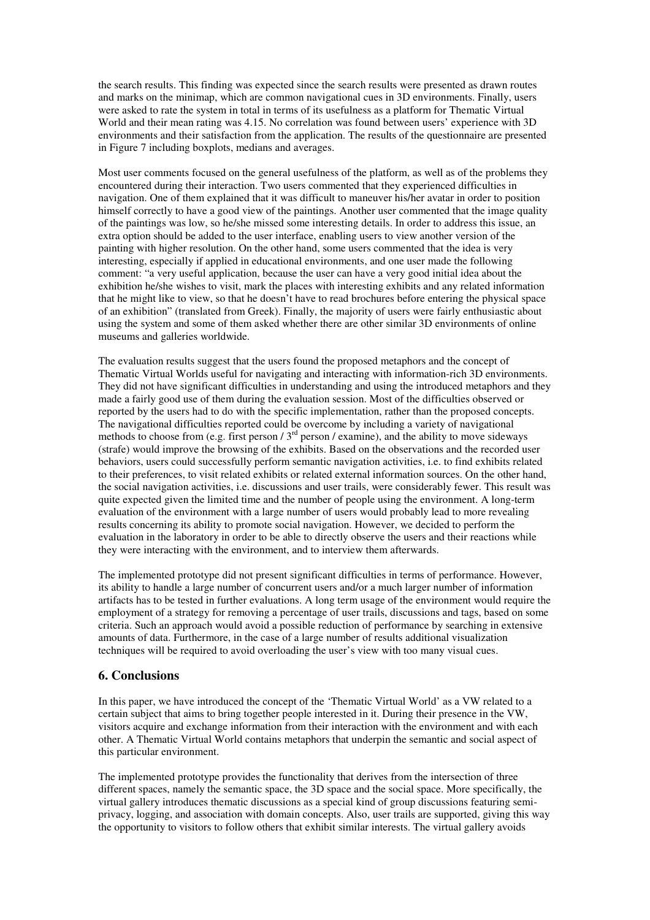the search results. This finding was expected since the search results were presented as drawn routes and marks on the minimap, which are common navigational cues in 3D environments. Finally, users were asked to rate the system in total in terms of its usefulness as a platform for Thematic Virtual World and their mean rating was 4.15. No correlation was found between users' experience with 3D environments and their satisfaction from the application. The results of the questionnaire are presented in Figure 7 including boxplots, medians and averages.

Most user comments focused on the general usefulness of the platform, as well as of the problems they encountered during their interaction. Two users commented that they experienced difficulties in navigation. One of them explained that it was difficult to maneuver his/her avatar in order to position himself correctly to have a good view of the paintings. Another user commented that the image quality of the paintings was low, so he/she missed some interesting details. In order to address this issue, an extra option should be added to the user interface, enabling users to view another version of the painting with higher resolution. On the other hand, some users commented that the idea is very interesting, especially if applied in educational environments, and one user made the following comment: "a very useful application, because the user can have a very good initial idea about the exhibition he/she wishes to visit, mark the places with interesting exhibits and any related information that he might like to view, so that he doesn't have to read brochures before entering the physical space of an exhibition" (translated from Greek). Finally, the majority of users were fairly enthusiastic about using the system and some of them asked whether there are other similar 3D environments of online museums and galleries worldwide.

The evaluation results suggest that the users found the proposed metaphors and the concept of Thematic Virtual Worlds useful for navigating and interacting with information-rich 3D environments. They did not have significant difficulties in understanding and using the introduced metaphors and they made a fairly good use of them during the evaluation session. Most of the difficulties observed or reported by the users had to do with the specific implementation, rather than the proposed concepts. The navigational difficulties reported could be overcome by including a variety of navigational methods to choose from (e.g. first person / 3rd person / examine), and the ability to move sideways (strafe) would improve the browsing of the exhibits. Based on the observations and the recorded user behaviors, users could successfully perform semantic navigation activities, i.e. to find exhibits related to their preferences, to visit related exhibits or related external information sources. On the other hand, the social navigation activities, i.e. discussions and user trails, were considerably fewer. This result was quite expected given the limited time and the number of people using the environment. A long-term evaluation of the environment with a large number of users would probably lead to more revealing results concerning its ability to promote social navigation. However, we decided to perform the evaluation in the laboratory in order to be able to directly observe the users and their reactions while they were interacting with the environment, and to interview them afterwards.

The implemented prototype did not present significant difficulties in terms of performance. However, its ability to handle a large number of concurrent users and/or a much larger number of information artifacts has to be tested in further evaluations. A long term usage of the environment would require the employment of a strategy for removing a percentage of user trails, discussions and tags, based on some criteria. Such an approach would avoid a possible reduction of performance by searching in extensive amounts of data. Furthermore, in the case of a large number of results additional visualization techniques will be required to avoid overloading the user's view with too many visual cues.

## 6. Conclusions

In this paper, we have introduced the concept of the 'Thematic Virtual World' as a VW related to a certain subject that aims to bring together people interested in it. During their presence in the VW, visitors acquire and exchange information from their interaction with the environment and with each other. A Thematic Virtual World contains metaphors that underpin the semantic and social aspect of this particular environment.

The implemented prototype provides the functionality that derives from the intersection of three different spaces, namely the semantic space, the 3D space and the social space. More specifically, the virtual gallery introduces thematic discussions as a special kind of group discussions featuring semi-privacy, logging, and association with domain concepts. Also, user trails are supported, giving this way the opportunity to visitors to follow others that exhibit similar interests. The virtual gallery avoids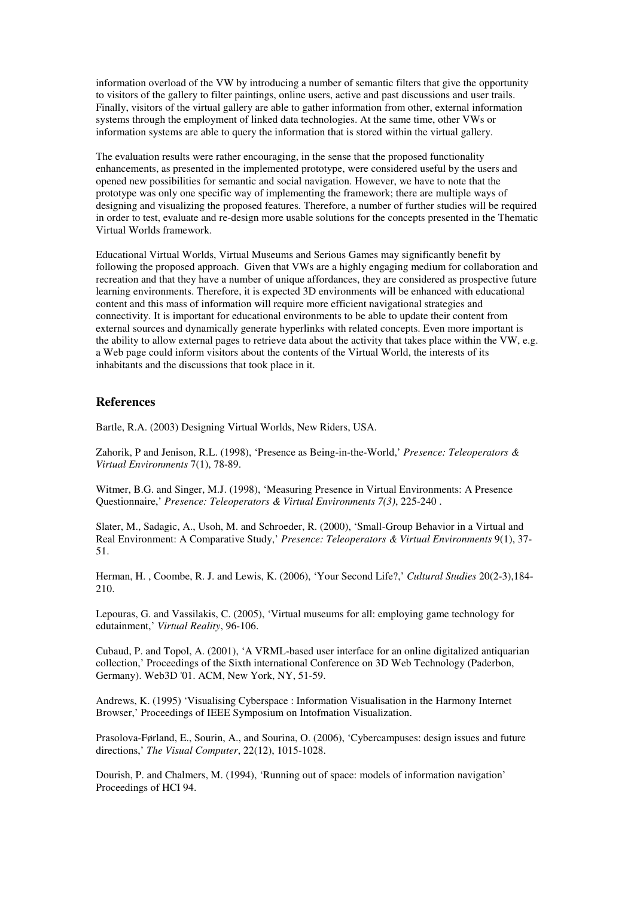information overload of the VW by introducing a number of semantic filters that give the opportunity to visitors of the gallery to filter paintings, online users, active and past discussions and user trails. Finally, visitors of the virtual gallery are able to gather information from other, external information systems through the employment of linked data technologies. At the same time, other VWs or information systems are able to query the information that is stored within the virtual gallery.

The evaluation results were rather encouraging, in the sense that the proposed functionality enhancements, as presented in the implemented prototype, were considered useful by the users and opened new possibilities for semantic and social navigation. However, we have to note that the prototype was only one specific way of implementing the framework; there are multiple ways of designing and visualizing the proposed features. Therefore, a number of further studies will be required in order to test, evaluate and re-design more usable solutions for the concepts presented in the Thematic Virtual Worlds framework.

Educational Virtual Worlds, Virtual Museums and Serious Games may significantly benefit by following the proposed approach. Given that VWs are a highly engaging medium for collaboration and recreation and that they have a number of unique affordances, they are considered as prospective future learning environments. Therefore, it is expected 3D environments will be enhanced with educational content and this mass of information will require more efficient navigational strategies and connectivity. It is important for educational environments to be able to update their content from external sources and dynamically generate hyperlinks with related concepts. Even more important is the ability to allow external pages to retrieve data about the activity that takes place within the VW, e.g. a Web page could inform visitors about the contents of the Virtual World, the interests of its inhabitants and the discussions that took place in it.

## References

Bartle, R.A. (2003) Designing Virtual Worlds, New Riders, USA.

Zahorik, P and Jenison, R.L. (1998), 'Presence as Being-in-the-World,' *Presence: Teleoperators & Virtual Environments* 7(1), 78-89.

Witmer, B.G. and Singer, M.J. (1998), 'Measuring Presence in Virtual Environments: A Presence Questionnaire,' *Presence: Teleoperators & Virtual Environments 7(3)*, 225-240 .

Slater, M., Sadagic, A., Usoh, M. and Schroeder, R. (2000), 'Small-Group Behavior in a Virtual and Real Environment: A Comparative Study,' *Presence: Teleoperators & Virtual Environments* 9(1), 37-51.

Herman, H. , Coombe, R. J. and Lewis, K. (2006), 'Your Second Life?,' *Cultural Studies* 20(2-3),184-210.

Lepouras, G. and Vassilakis, C. (2005), 'Virtual museums for all: employing game technology for edutainment,' *Virtual Reality*, 96-106.

Cubaud, P. and Topol, A. (2001), 'A VRML-based user interface for an online digitalized antiquarian collection,' Proceedings of the Sixth international Conference on 3D Web Technology (Paderbon, Germany). Web3D '01. ACM, New York, NY, 51-59.

Andrews, K. (1995) 'Visualising Cyberspace : Information Visualisation in the Harmony Internet Browser,' Proceedings of IEEE Symposium on Intofmation Visualization.

Prasolova-Førland, E., Sourin, A., and Sourina, O. (2006), 'Cybercampuses: design issues and future directions,' *The Visual Computer*, 22(12), 1015-1028.

Dourish, P. and Chalmers, M. (1994), 'Running out of space: models of information navigation' Proceedings of HCI 94.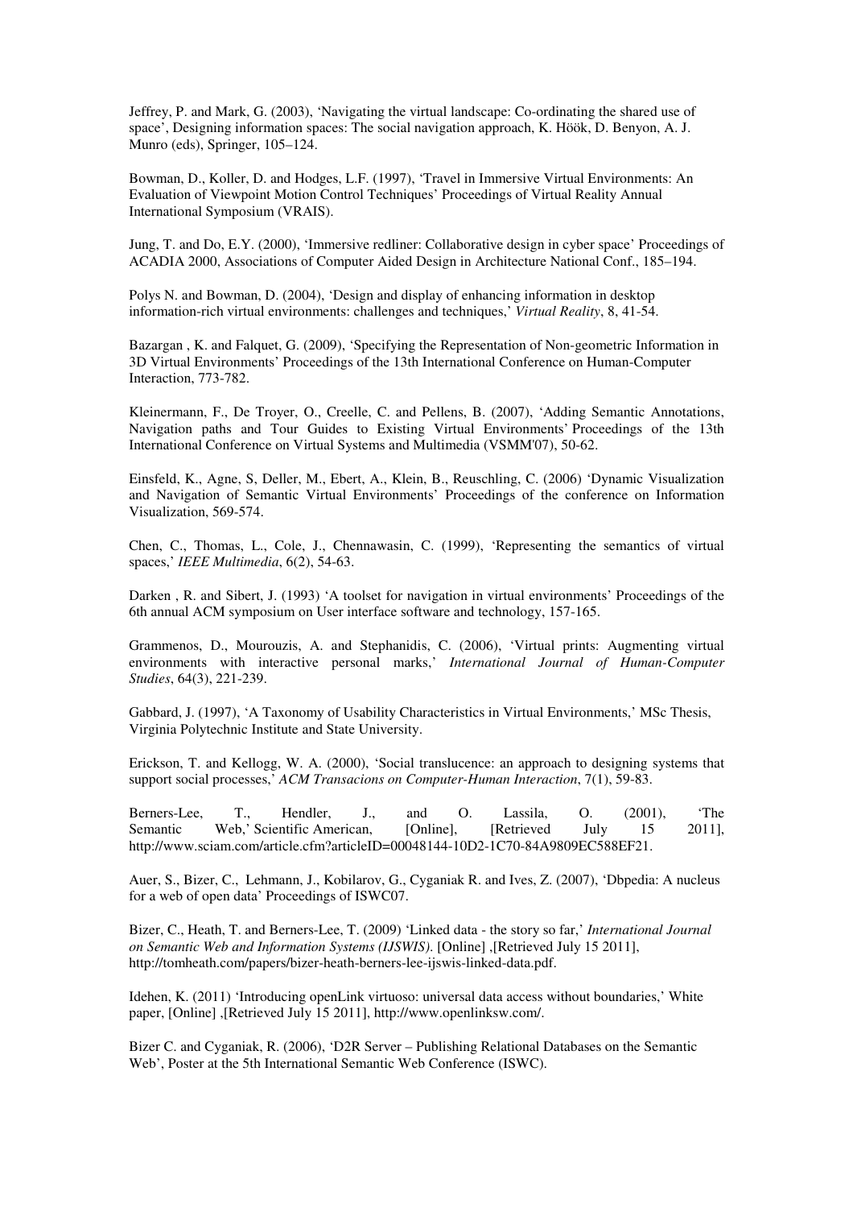Jeffrey, P. and Mark, G. (2003), 'Navigating the virtual landscape: Co-ordinating the shared use of space', Designing information spaces: The social navigation approach, K. Höök, D. Benyon, A. J. Munro (eds), Springer, 105–124.

Bowman, D., Koller, D. and Hodges, L.F. (1997), 'Travel in Immersive Virtual Environments: An Evaluation of Viewpoint Motion Control Techniques' Proceedings of Virtual Reality Annual International Symposium (VRAIS).

Jung, T. and Do, E.Y. (2000), 'Immersive redliner: Collaborative design in cyber space' Proceedings of ACADIA 2000, Associations of Computer Aided Design in Architecture National Conf., 185–194.

Polys N. and Bowman, D. (2004), 'Design and display of enhancing information in desktop information-rich virtual environments: challenges and techniques,' *Virtual Reality*, 8, 41-54.

Bazargan , K. and Falquet, G. (2009), 'Specifying the Representation of Non-geometric Information in 3D Virtual Environments' Proceedings of the 13th International Conference on Human-Computer Interaction, 773-782.

Kleinermann, F., De Troyer, O., Creelle, C. and Pellens, B. (2007), 'Adding Semantic Annotations, Navigation paths and Tour Guides to Existing Virtual Environments' Proceedings of the 13th International Conference on Virtual Systems and Multimedia (VSMM'07), 50-62.

Einsfeld, K., Agne, S, Deller, M., Ebert, A., Klein, B., Reuschling, C. (2006) 'Dynamic Visualization and Navigation of Semantic Virtual Environments' Proceedings of the conference on Information Visualization, 569-574.

Chen, C., Thomas, L., Cole, J., Chennawasin, C. (1999), 'Representing the semantics of virtual spaces,' *IEEE Multimedia*, 6(2), 54-63.

Darken , R. and Sibert, J. (1993) 'A toolset for navigation in virtual environments' Proceedings of the 6th annual ACM symposium on User interface software and technology, 157-165.

Grammenos, D., Mourouzis, A. and Stephanidis, C. (2006), 'Virtual prints: Augmenting virtual environments with interactive personal marks,' *International Journal of Human-Computer Studies*, 64(3), 221-239.

Gabbard, J. (1997), 'A Taxonomy of Usability Characteristics in Virtual Environments,' MSc Thesis, Virginia Polytechnic Institute and State University.

Erickson, T. and Kellogg, W. A. (2000), 'Social translucence: an approach to designing systems that support social processes,' *ACM Transacions on Computer-Human Interaction*, 7(1), 59-83.

Berners-Lee, T., Hendler, J., and O. Lassila, O. (2001), 'The Semantic Web,' Scientific American, [Online], [Retrieved July 15 2011], http://www.sciam.com/article.cfm?articleID=00048144-10D2-1C70-84A9809EC588EF21.

Auer, S., Bizer, C., Lehmann, J., Kobilarov, G., Cyganiak R. and Ives, Z. (2007), 'Dbpedia: A nucleus for a web of open data' Proceedings of ISWC07.

Bizer, C., Heath, T. and Berners-Lee, T. (2009) 'Linked data - the story so far,' *International Journal on Semantic Web and Information Systems (IJSWIS).* [Online] ,[Retrieved July 15 2011], http://tomheath.com/papers/bizer-heath-berners-lee-ijswis-linked-data.pdf.

Idehen, K. (2011) 'Introducing openLink virtuoso: universal data access without boundaries,' White paper, [Online] ,[Retrieved July 15 2011], http://www.openlinksw.com/.

Bizer C. and Cyganiak, R. (2006), 'D2R Server – Publishing Relational Databases on the Semantic Web', Poster at the 5th International Semantic Web Conference (ISWC).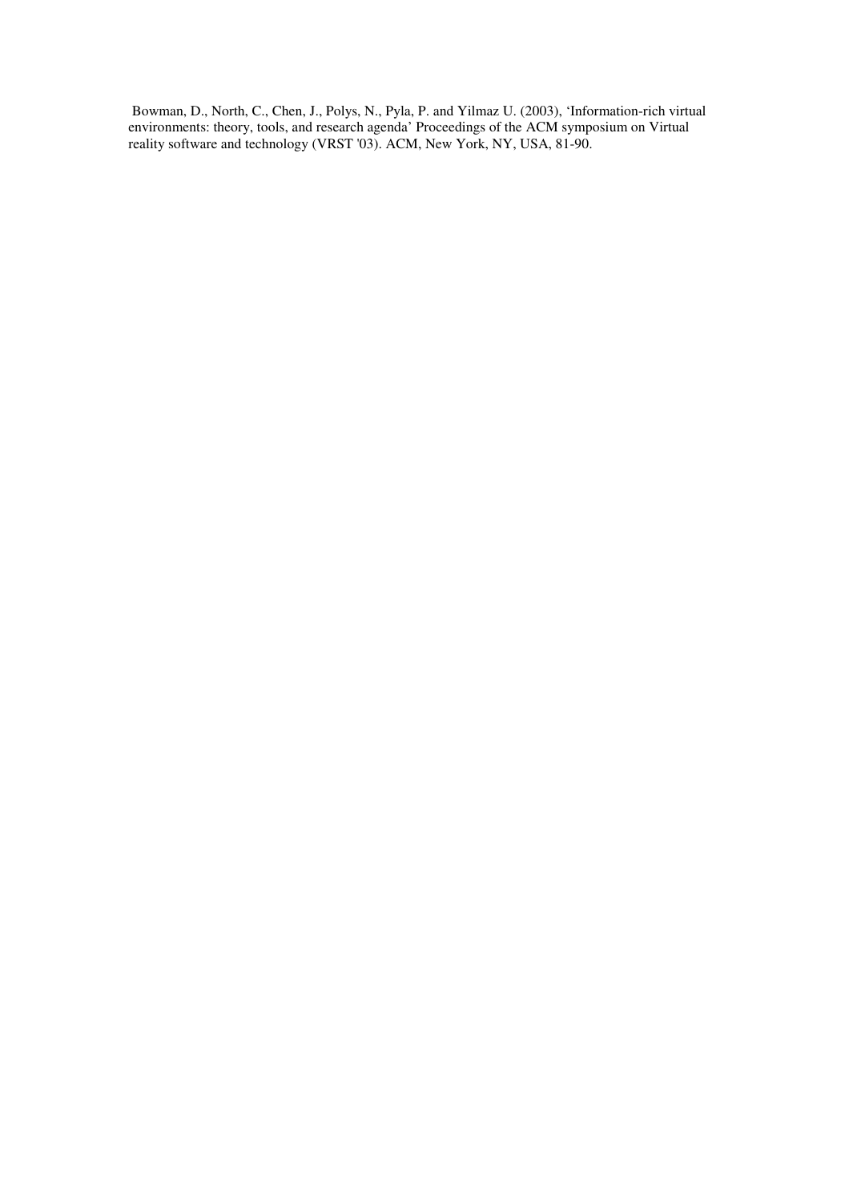Bowman, D., North, C., Chen, J., Polys, N., Pyla, P. and Yilmaz U. (2003), ‘Information-rich virtual environments: theory, tools, and research agenda’ Proceedings of the ACM symposium on Virtual reality software and technology (VRST '03). ACM, New York, NY, USA, 81-90.